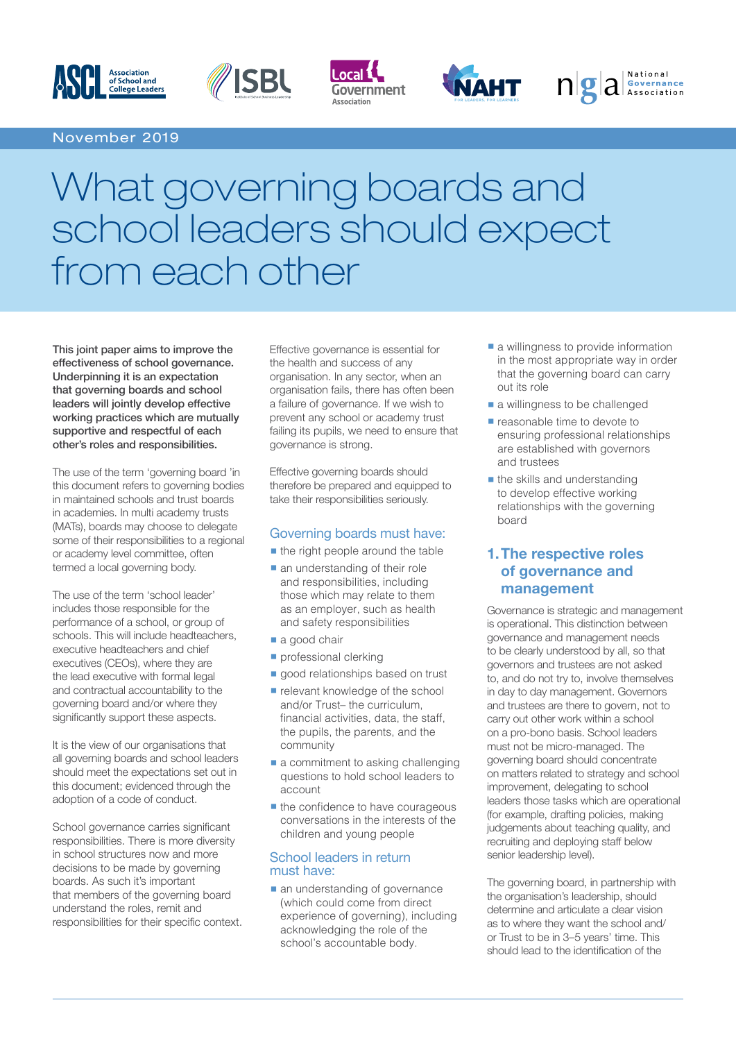November 2019

# What governing boards and school leaders should expect from each other

**This joint paper aims to improve the effectiveness of school governance. Underpinning it is an expectation that governing boards and school leaders will jointly develop effective working practices which are mutually supportive and respectful of each other's roles and responsibilities.**

The use of the term 'governing board 'in this document refers to governing bodies in maintained schools and trust boards in academies. In multi academy trusts (MATs), boards may choose to delegate some of their responsibilities to a regional or academy level committee, often termed a local governing body.

The use of the term 'school leader' includes those responsible for the performance of a school, or group of schools. This will include headteachers, executive headteachers and chief executives (CEOs), where they are the lead executive with formal legal and contractual accountability to the governing board and/or where they significantly support these aspects.

It is the view of our organisations that all governing boards and school leaders should meet the expectations set out in this document; evidenced through the adoption of a code of conduct.

School governance carries significant responsibilities. There is more diversity in school structures now and more decisions to be made by governing boards. As such it's important that members of the governing board understand the roles, remit and responsibilities for their specific context.

Effective governance is essential for the health and success of any organisation. In any sector, when an organisation fails, there has often been a failure of governance. If we wish to prevent any school or academy trust failing its pupils, we need to ensure that governance is strong.

Effective governing boards should therefore be prepared and equipped to take their responsibilities seriously.

### Governing boards must have:

- the right people around the table
- an understanding of their role and responsibilities, including those which may relate to them as an employer, such as health and safety responsibilities
- a good chair
- professional clerking
- good relationships based on trust
- relevant knowledge of the school and/or Trust– the curriculum, financial activities, data, the staff, the pupils, the parents, and the community
- a commitment to asking challenging questions to hold school leaders to account
- the confidence to have courageous conversations in the interests of the children and young people

### School leaders in return must have:

- an understanding of governance (which could come from direct experience of governing), including acknowledging the role of the school's accountable body.
- a willingness to provide information in the most appropriate way in order that the governing board can carry out its role
- a willingness to be challenged
- reasonable time to devote to ensuring professional relationships are established with governors and trustees
- the skills and understanding to develop effective working relationships with the governing board

## 1. The respective roles of governance and management

Governance is strategic and management is operational. This distinction between governance and management needs to be clearly understood by all, so that governors and trustees are not asked to, and do not try to, involve themselves in day to day management. Governors and trustees are there to govern, not to carry out other work within a school on a pro-bono basis. School leaders must not be micro-managed. The governing board should concentrate on matters related to strategy and school improvement, delegating to school leaders those tasks which are operational (for example, drafting policies, making judgements about teaching quality, and recruiting and deploying staff below senior leadership level).

The governing board, in partnership with the organisation's leadership, should determine and articulate a clear vision as to where they want the school and/ or Trust to be in 3–5 years' time. This should lead to the identification of the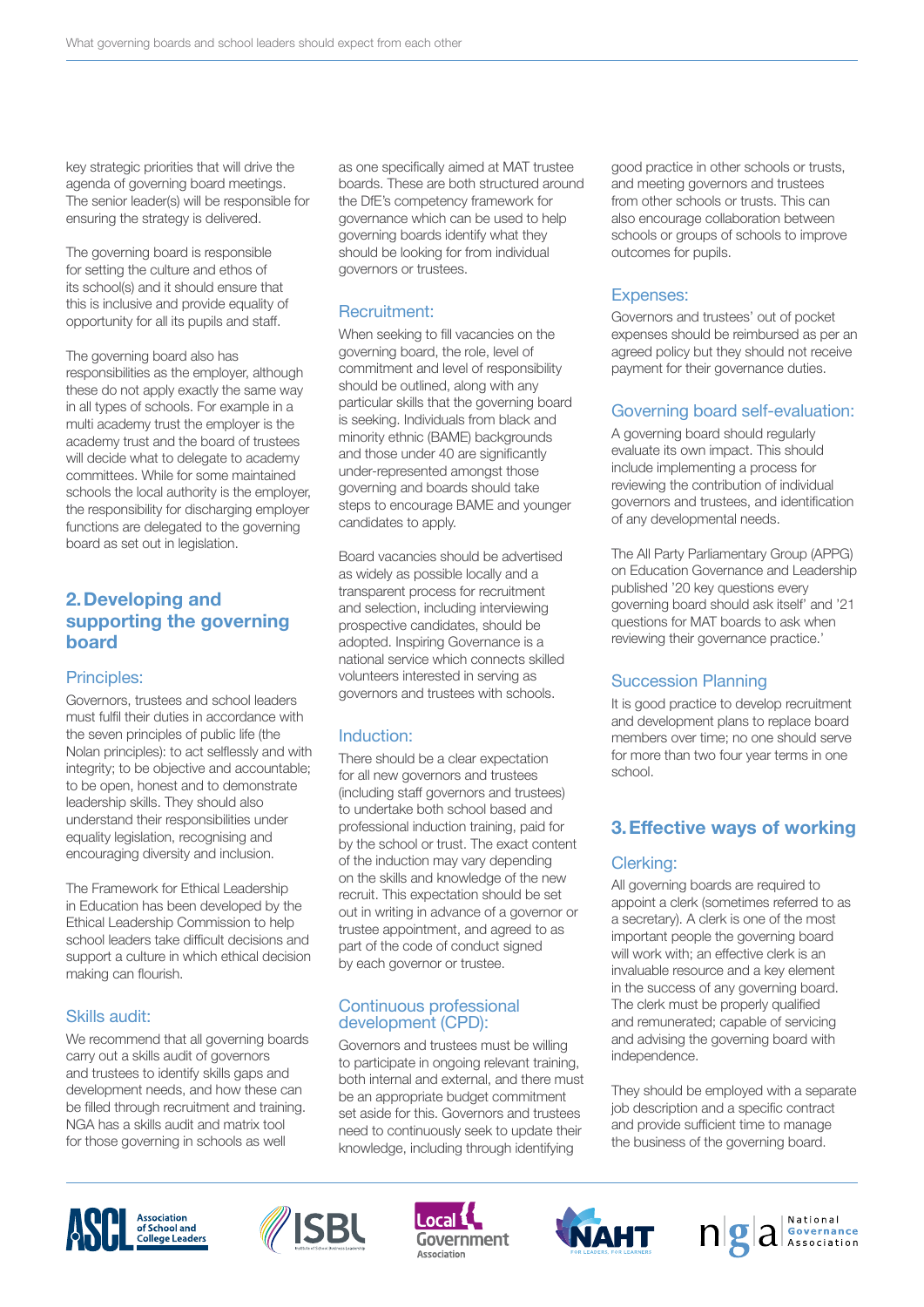key strategic priorities that will drive the agenda of governing board meetings. The senior leader(s) will be responsible for ensuring the strategy is delivered.

The governing board is responsible for setting the culture and ethos of its school(s) and it should ensure that this is inclusive and provide equality of opportunity for all its pupils and staff.

The governing board also has responsibilities as the employer, although these do not apply exactly the same way in all types of schools. For example in a multi academy trust the employer is the academy trust and the board of trustees will decide what to delegate to academy committees. While for some maintained schools the local authority is the employer, the responsibility for discharging employer functions are delegated to the governing board as set out in legislation.

## 2. Developing and supporting the governing board

### Principles:

Governors, trustees and school leaders must fulfil their duties in accordance with the seven principles of public life (the Nolan principles): to act selflessly and with integrity; to be objective and accountable; to be open, honest and to demonstrate leadership skills. They should also understand their responsibilities under equality legislation, recognising and encouraging diversity and inclusion.

The Framework for Ethical Leadership in Education has been developed by the Ethical Leadership Commission to help school leaders take difficult decisions and support a culture in which ethical decision making can flourish.

### Skills audit:

We recommend that all governing boards carry out a skills audit of governors and trustees to identify skills gaps and development needs, and how these can be filled through recruitment and training. NGA has a skills audit and matrix tool for those governing in schools as well as one specifically aimed at MAT trustee boards. These are both structured around the DfE's competency framework for governance which can be used to help governing boards identify what they should be looking for from individual governors or trustees.

### Recruitment:

When seeking to fill vacancies on the governing board, the role, level of commitment and level of responsibility should be outlined, along with any particular skills that the governing board is seeking. Individuals from black and minority ethnic (BAME) backgrounds and those under 40 are significantly under-represented amongst those governing and boards should take steps to encourage BAME and younger candidates to apply.

Board vacancies should be advertised as widely as possible locally and a transparent process for recruitment and selection, including interviewing prospective candidates, should be adopted. Inspiring Governance is a national service which connects skilled volunteers interested in serving as governors and trustees with schools.

### Induction:

There should be a clear expectation for all new governors and trustees (including staff governors and trustees) to undertake both school based and professional induction training, paid for by the school or trust. The exact content of the induction may vary depending on the skills and knowledge of the new recruit. This expectation should be set out in writing in advance of a governor or trustee appointment, and agreed to as part of the code of conduct signed by each governor or trustee.

### Continuous professional development (CPD):

Governors and trustees must be willing to participate in ongoing relevant training, both internal and external, and there must be an appropriate budget commitment set aside for this. Governors and trustees need to continuously seek to update their knowledge, including through identifying good practice in other schools or trusts, and meeting governors and trustees from other schools or trusts. This can also encourage collaboration between schools or groups of schools to improve outcomes for pupils.

### Expenses:

Governors and trustees' out of pocket expenses should be reimbursed as per an agreed policy but they should not receive payment for their governance duties.

### Governing board self-evaluation:

A governing board should regularly evaluate its own impact. This should include implementing a process for reviewing the contribution of individual governors and trustees, and identification of any developmental needs.

The All Party Parliamentary Group (APPG) on Education Governance and Leadership published '20 key questions every governing board should ask itself' and '21 questions for MAT boards to ask when reviewing their governance practice.'

### Succession Planning

It is good practice to develop recruitment and development plans to replace board members over time; no one should serve for more than two four year terms in one school.

## 3. Effective ways of working

### Clerking:

All governing boards are required to appoint a clerk (sometimes referred to as a secretary). A clerk is one of the most important people the governing board will work with; an effective clerk is an invaluable resource and a key element in the success of any governing board. The clerk must be properly qualified and remunerated; capable of servicing and advising the governing board with independence.

They should be employed with a separate job description and a specific contract and provide sufficient time to manage the business of the governing board.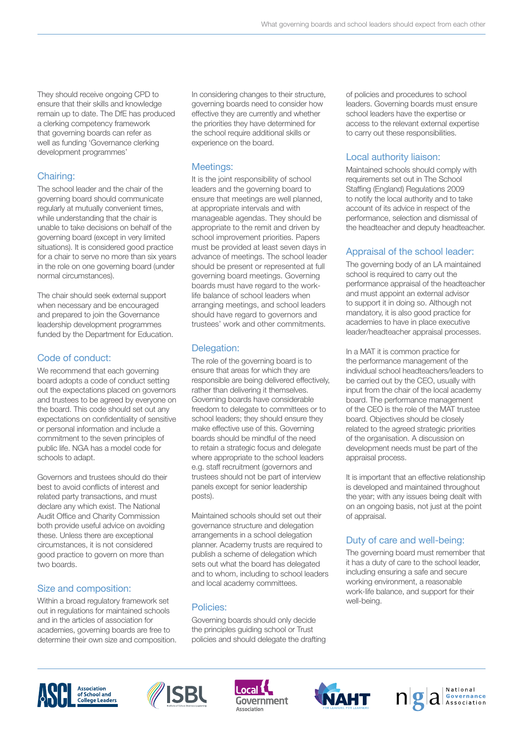They should receive ongoing CPD to ensure that their skills and knowledge remain up to date. The DfE has produced a clerking competency framework that governing boards can refer as well as funding 'Governance clerking development programmes'

## Chairing:

The school leader and the chair of the governing board should communicate regularly at mutually convenient times, while understanding that the chair is unable to take decisions on behalf of the governing board (except in very limited situations). It is considered good practice for a chair to serve no more than six years in the role on one governing board (under normal circumstances).

The chair should seek external support when necessary and be encouraged and prepared to join the Governance leadership development programmes funded by the Department for Education.

## Code of conduct:

We recommend that each governing board adopts a code of conduct setting out the expectations placed on governors and trustees to be agreed by everyone on the board. This code should set out any expectations on confidentiality of sensitive or personal information and include a commitment to the seven principles of public life. NGA has a model code for schools to adapt.

Governors and trustees should do their best to avoid conflicts of interest and related party transactions, and must declare any which exist. The National Audit Office and Charity Commission both provide useful advice on avoiding these. Unless there are exceptional circumstances, it is not considered good practice to govern on more than two boards.

## Size and composition:

Within a broad regulatory framework set out in regulations for maintained schools and in the articles of association for academies, governing boards are free to determine their own size and composition. In considering changes to their structure, governing boards need to consider how effective they are currently and whether the priorities they have determined for the school require additional skills or experience on the board.

## Meetings:

It is the joint responsibility of school leaders and the governing board to ensure that meetings are well planned, at appropriate intervals and with manageable agendas. They should be appropriate to the remit and driven by school improvement priorities. Papers must be provided at least seven days in advance of meetings. The school leader should be present or represented at full governing board meetings. Governing boards must have regard to the work-life balance of school leaders when arranging meetings, and school leaders should have regard to governors and trustees' work and other commitments.

## Delegation:

The role of the governing board is to ensure that areas for which they are responsible are being delivered effectively, rather than delivering it themselves. Governing boards have considerable freedom to delegate to committees or to school leaders; they should ensure they make effective use of this. Governing boards should be mindful of the need to retain a strategic focus and delegate where appropriate to the school leaders e.g. staff recruitment (governors and trustees should not be part of interview panels except for senior leadership posts).

Maintained schools should set out their governance structure and delegation arrangements in a school delegation planner. Academy trusts are required to publish a scheme of delegation which sets out what the board has delegated and to whom, including to school leaders and local academy committees.

## Policies:

Governing boards should only decide the principles guiding school or Trust policies and should delegate the drafting of policies and procedures to school leaders. Governing boards must ensure school leaders have the expertise or access to the relevant external expertise to carry out these responsibilities.

## Local authority liaison:

Maintained schools should comply with requirements set out in The School Staffing (England) Regulations 2009 to notify the local authority and to take account of its advice in respect of the performance, selection and dismissal of the headteacher and deputy headteacher.

## Appraisal of the school leader:

The governing body of an LA maintained school is required to carry out the performance appraisal of the headteacher and must appoint an external advisor to support it in doing so. Although not mandatory, it is also good practice for academies to have in place executive leader/headteacher appraisal processes.

In a MAT it is common practice for the performance management of the individual school headteachers/leaders to be carried out by the CEO, usually with input from the chair of the local academy board. The performance management of the CEO is the role of the MAT trustee board. Objectives should be closely related to the agreed strategic priorities of the organisation. A discussion on development needs must be part of the appraisal process.

It is important that an effective relationship is developed and maintained throughout the year; with any issues being dealt with on an ongoing basis, not just at the point of appraisal.

## Duty of care and well-being:

The governing board must remember that it has a duty of care to the school leader, including ensuring a safe and secure working environment, a reasonable work-life balance, and support for their well-being.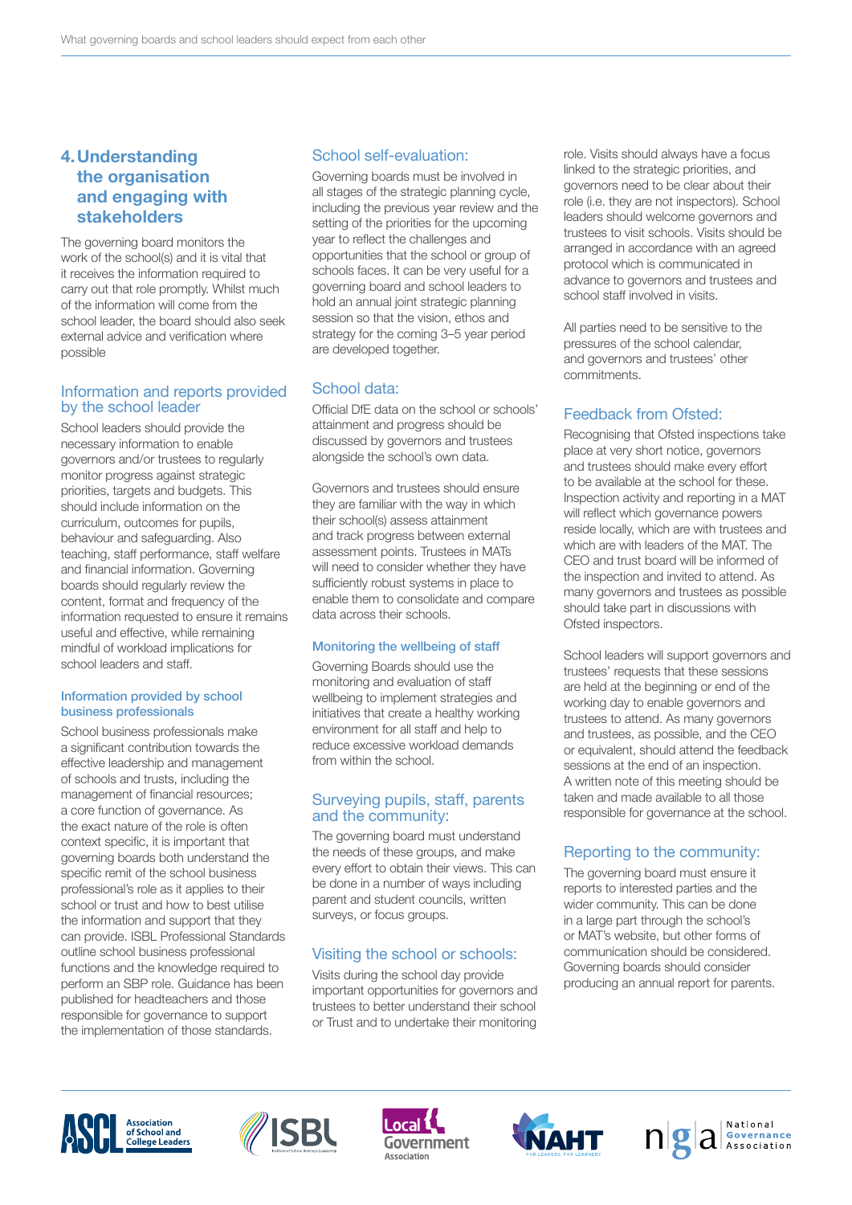## 4. Understanding the organisation and engaging with stakeholders

The governing board monitors the work of the school(s) and it is vital that it receives the information required to carry out that role promptly. Whilst much of the information will come from the school leader, the board should also seek external advice and verification where possible

### Information and reports provided by the school leader

School leaders should provide the necessary information to enable governors and/or trustees to regularly monitor progress against strategic priorities, targets and budgets. This should include information on the curriculum, outcomes for pupils, behaviour and safeguarding. Also teaching, staff performance, staff welfare and financial information. Governing boards should regularly review the content, format and frequency of the information requested to ensure it remains useful and effective, while remaining mindful of workload implications for school leaders and staff.

#### Information provided by school business professionals

School business professionals make a significant contribution towards the effective leadership and management of schools and trusts, including the management of financial resources; a core function of governance. As the exact nature of the role is often context specific, it is important that governing boards both understand the specific remit of the school business professional's role as it applies to their school or trust and how to best utilise the information and support that they can provide. ISBL Professional Standards outline school business professional functions and the knowledge required to perform an SBP role. Guidance has been published for headteachers and those responsible for governance to support the implementation of those standards.

### School self-evaluation:

Governing boards must be involved in all stages of the strategic planning cycle, including the previous year review and the setting of the priorities for the upcoming year to reflect the challenges and opportunities that the school or group of schools faces. It can be very useful for a governing board and school leaders to hold an annual joint strategic planning session so that the vision, ethos and strategy for the coming 3–5 year period are developed together.

### School data:

Official DfE data on the school or schools' attainment and progress should be discussed by governors and trustees alongside the school's own data.

Governors and trustees should ensure they are familiar with the way in which their school(s) assess attainment and track progress between external assessment points. Trustees in MATs will need to consider whether they have sufficiently robust systems in place to enable them to consolidate and compare data across their schools.

#### Monitoring the wellbeing of staff

Governing Boards should use the monitoring and evaluation of staff wellbeing to implement strategies and initiatives that create a healthy working environment for all staff and help to reduce excessive workload demands from within the school.

### Surveying pupils, staff, parents and the community:

The governing board must understand the needs of these groups, and make every effort to obtain their views. This can be done in a number of ways including parent and student councils, written surveys, or focus groups.

### Visiting the school or schools:

Visits during the school day provide important opportunities for governors and trustees to better understand their school or Trust and to undertake their monitoring role. Visits should always have a focus linked to the strategic priorities, and governors need to be clear about their role (i.e. they are not inspectors). School leaders should welcome governors and trustees to visit schools. Visits should be arranged in accordance with an agreed protocol which is communicated in advance to governors and trustees and school staff involved in visits.

All parties need to be sensitive to the pressures of the school calendar, and governors and trustees' other commitments.

### Feedback from Ofsted:

Recognising that Ofsted inspections take place at very short notice, governors and trustees should make every effort to be available at the school for these. Inspection activity and reporting in a MAT will reflect which governance powers reside locally, which are with trustees and which are with leaders of the MAT. The CEO and trust board will be informed of the inspection and invited to attend. As many governors and trustees as possible should take part in discussions with Ofsted inspectors.

School leaders will support governors and trustees' requests that these sessions are held at the beginning or end of the working day to enable governors and trustees to attend. As many governors and trustees, as possible, and the CEO or equivalent, should attend the feedback sessions at the end of an inspection. A written note of this meeting should be taken and made available to all those responsible for governance at the school.

### Reporting to the community:

The governing board must ensure it reports to interested parties and the wider community. This can be done in a large part through the school's or MAT's website, but other forms of communication should be considered. Governing boards should consider producing an annual report for parents.